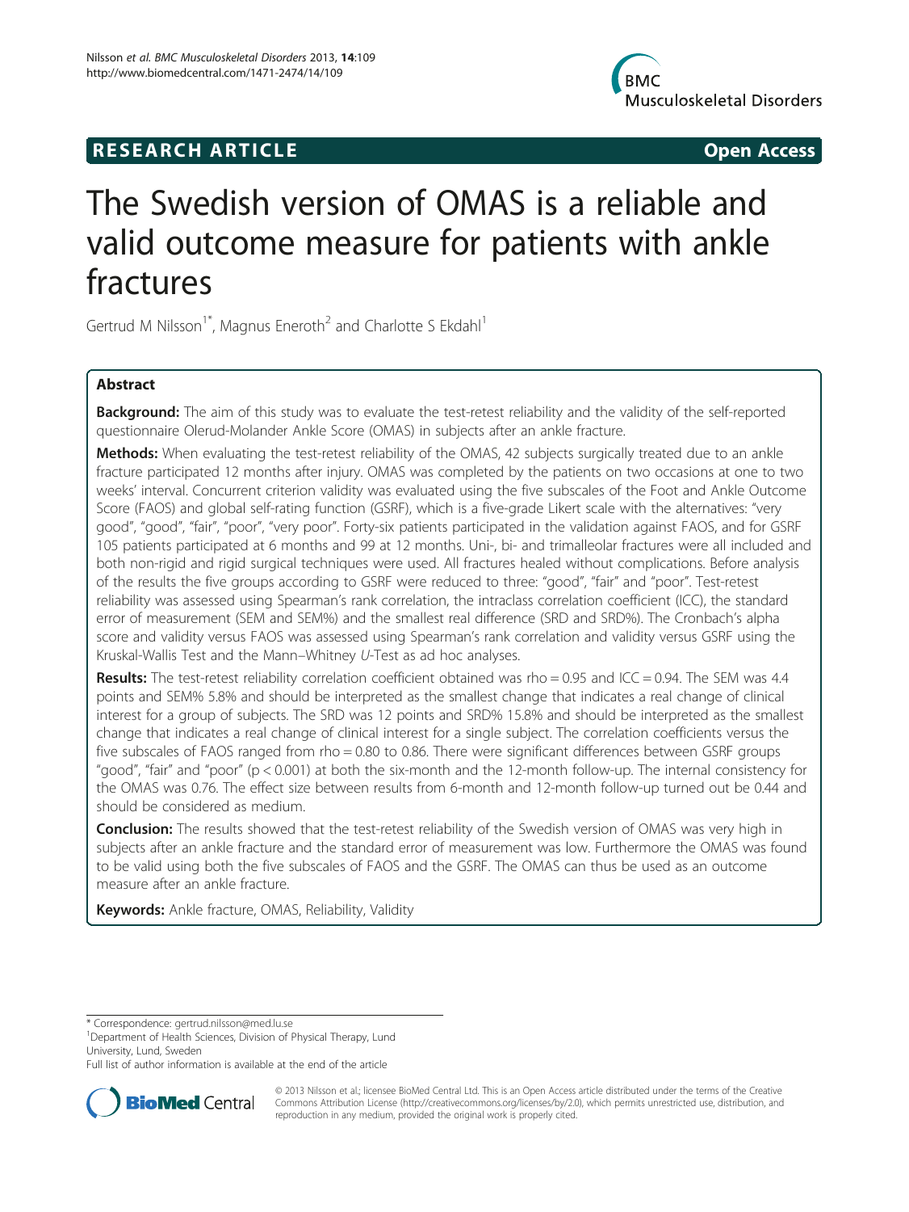**RESEARCH ARTICLE** **Open Access**

# The Swedish version of OMAS is a reliable and valid outcome measure for patients with ankle fractures

Gertrud M Nilsson[1*], Magnus Eneroth[2] and Charlotte S Ekdahl[1]

## Abstract

**Background:** The aim of this study was to evaluate the test-retest reliability and the validity of the self-reported questionnaire Olerud-Molander Ankle Score (OMAS) in subjects after an ankle fracture.

**Methods:** When evaluating the test-retest reliability of the OMAS, 42 subjects surgically treated due to an ankle fracture participated 12 months after injury. OMAS was completed by the patients on two occasions at one to two weeks' interval. Concurrent criterion validity was evaluated using the five subscales of the Foot and Ankle Outcome Score (FAOS) and global self-rating function (GSRF), which is a five-grade Likert scale with the alternatives: "very good", "good", "fair", "poor", "very poor". Forty-six patients participated in the validation against FAOS, and for GSRF 105 patients participated at 6 months and 99 at 12 months. Uni-, bi- and trimalleolar fractures were all included and both non-rigid and rigid surgical techniques were used. All fractures healed without complications. Before analysis of the results the five groups according to GSRF were reduced to three: "good", "fair" and "poor". Test-retest reliability was assessed using Spearman's rank correlation, the intraclass correlation coefficient (ICC), the standard error of measurement (SEM and SEM%) and the smallest real difference (SRD and SRD%). The Cronbach's alpha score and validity versus FAOS was assessed using Spearman's rank correlation and validity versus GSRF using the Kruskal-Wallis Test and the Mann–Whitney *U*-Test as ad hoc analyses.

**Results:** The test-retest reliability correlation coefficient obtained was rho = 0.95 and ICC = 0.94. The SEM was 4.4 points and SEM% 5.8% and should be interpreted as the smallest change that indicates a real change of clinical interest for a group of subjects. The SRD was 12 points and SRD% 15.8% and should be interpreted as the smallest change that indicates a real change of clinical interest for a single subject. The correlation coefficients versus the five subscales of FAOS ranged from rho = 0.80 to 0.86. There were significant differences between GSRF groups "good", "fair" and "poor" ($p < 0.001$) at both the six-month and the 12-month follow-up. The internal consistency for the OMAS was 0.76. The effect size between results from 6-month and 12-month follow-up turned out be 0.44 and should be considered as medium.

**Conclusion:** The results showed that the test-retest reliability of the Swedish version of OMAS was very high in subjects after an ankle fracture and the standard error of measurement was low. Furthermore the OMAS was found to be valid using both the five subscales of FAOS and the GSRF. The OMAS can thus be used as an outcome measure after an ankle fracture.

**Keywords:** Ankle fracture, OMAS, Reliability, Validity

---

\* Correspondence: gertrud.nilsson@med.lu.se
[1]Department of Health Sciences, Division of Physical Therapy, Lund University, Lund, Sweden
Full list of author information is available at the end of the article

© 2013 Nilsson et al.; licensee BioMed Central Ltd. This is an Open Access article distributed under the terms of the Creative Commons Attribution License (http://creativecommons.org/licenses/by/2.0), which permits unrestricted use, distribution, and reproduction in any medium, provided the original work is properly cited.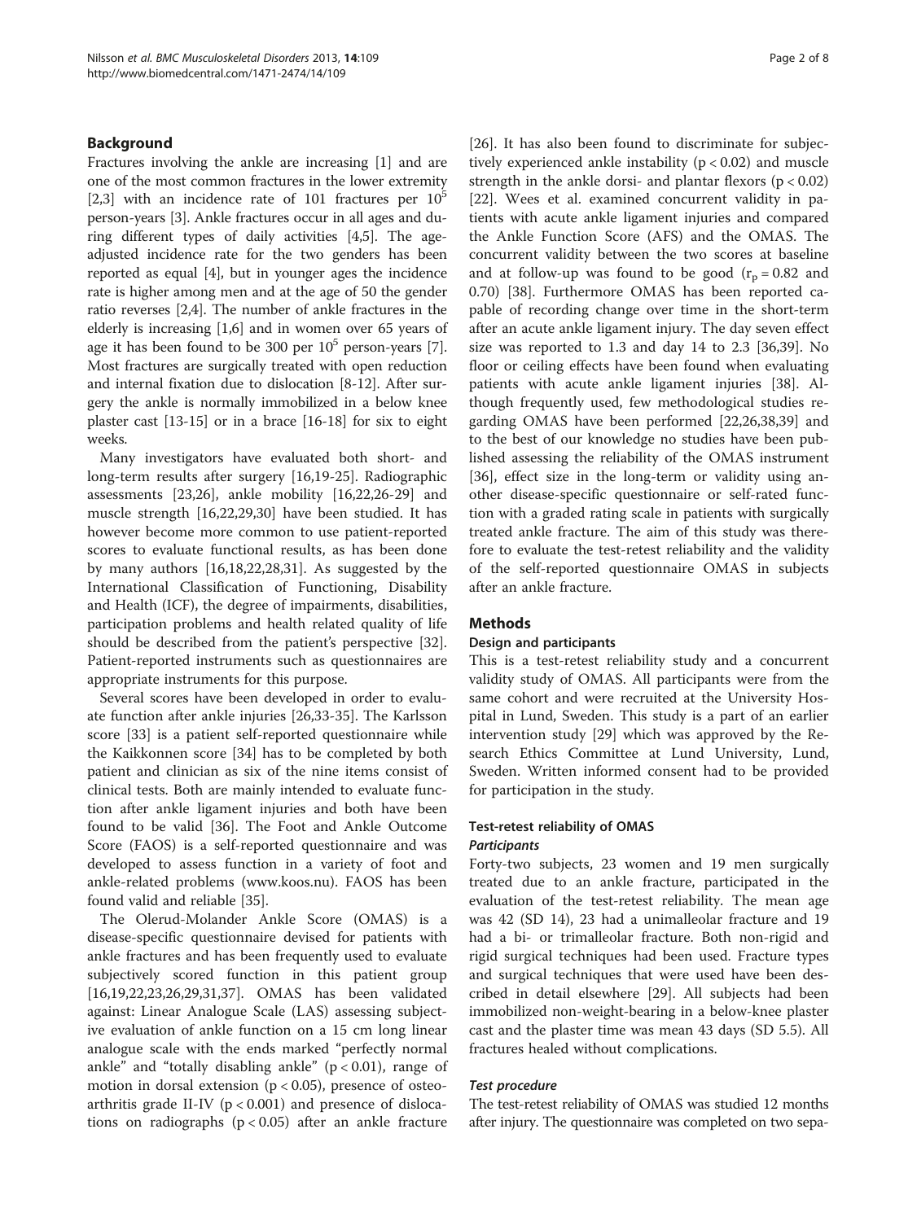## Background

Fractures involving the ankle are increasing [1] and are one of the most common fractures in the lower extremity [2,3] with an incidence rate of 101 fractures per $10^5$ person-years [3]. Ankle fractures occur in all ages and during different types of daily activities [4,5]. The age-adjusted incidence rate for the two genders has been reported as equal [4], but in younger ages the incidence rate is higher among men and at the age of 50 the gender ratio reverses [2,4]. The number of ankle fractures in the elderly is increasing [1,6] and in women over 65 years of age it has been found to be 300 per $10^5$ person-years [7]. Most fractures are surgically treated with open reduction and internal fixation due to dislocation [8-12]. After surgery the ankle is normally immobilized in a below knee plaster cast [13-15] or in a brace [16-18] for six to eight weeks.

Many investigators have evaluated both short- and long-term results after surgery [16,19-25]. Radiographic assessments [23,26], ankle mobility [16,22,26-29] and muscle strength [16,22,29,30] have been studied. It has however become more common to use patient-reported scores to evaluate functional results, as has been done by many authors [16,18,22,28,31]. As suggested by the International Classification of Functioning, Disability and Health (ICF), the degree of impairments, disabilities, participation problems and health related quality of life should be described from the patient's perspective [32]. Patient-reported instruments such as questionnaires are appropriate instruments for this purpose.

Several scores have been developed in order to evaluate function after ankle injuries [26,33-35]. The Karlsson score [33] is a patient self-reported questionnaire while the Kaikkonen score [34] has to be completed by both patient and clinician as six of the nine items consist of clinical tests. Both are mainly intended to evaluate function after ankle ligament injuries and both have been found to be valid [36]. The Foot and Ankle Outcome Score (FAOS) is a self-reported questionnaire and was developed to assess function in a variety of foot and ankle-related problems (www.koos.nu). FAOS has been found valid and reliable [35].

The Olerud-Molander Ankle Score (OMAS) is a disease-specific questionnaire devised for patients with ankle fractures and has been frequently used to evaluate subjectively scored function in this patient group [16,19,22,23,26,29,31,37]. OMAS has been validated against: Linear Analogue Scale (LAS) assessing subjective evaluation of ankle function on a 15 cm long linear analogue scale with the ends marked "perfectly normal ankle" and "totally disabling ankle" ($p < 0.01$), range of motion in dorsal extension ($p < 0.05$), presence of osteoarthritis grade II-IV ($p < 0.001$) and presence of dislocations on radiographs ($p < 0.05$) after an ankle fracture [26]. It has also been found to discriminate for subjectively experienced ankle instability ($p < 0.02$) and muscle strength in the ankle dorsi- and plantar flexors ($p < 0.02$) [22]. Wees et al. examined concurrent validity in patients with acute ankle ligament injuries and compared the Ankle Function Score (AFS) and the OMAS. The concurrent validity between the two scores at baseline and at follow-up was found to be good ($r_p = 0.82$ and 0.70) [38]. Furthermore OMAS has been reported capable of recording change over time in the short-term after an acute ankle ligament injury. The day seven effect size was reported to 1.3 and day 14 to 2.3 [36,39]. No floor or ceiling effects have been found when evaluating patients with acute ankle ligament injuries [38]. Although frequently used, few methodological studies regarding OMAS have been performed [22,26,38,39] and to the best of our knowledge no studies have been published assessing the reliability of the OMAS instrument [36], effect size in the long-term or validity using another disease-specific questionnaire or self-rated function with a graded rating scale in patients with surgically treated ankle fracture. The aim of this study was therefore to evaluate the test-retest reliability and the validity of the self-reported questionnaire OMAS in subjects after an ankle fracture.

## Methods

### Design and participants

This is a test-retest reliability study and a concurrent validity study of OMAS. All participants were from the same cohort and were recruited at the University Hospital in Lund, Sweden. This study is a part of an earlier intervention study [29] which was approved by the Research Ethics Committee at Lund University, Lund, Sweden. Written informed consent had to be provided for participation in the study.

### Test-retest reliability of OMAS

#### *Participants*

Forty-two subjects, 23 women and 19 men surgically treated due to an ankle fracture, participated in the evaluation of the test-retest reliability. The mean age was 42 (SD 14), 23 had a unimalleolar fracture and 19 had a bi- or trimalleolar fracture. Both non-rigid and rigid surgical techniques had been used. Fracture types and surgical techniques that were used have been described in detail elsewhere [29]. All subjects had been immobilized non-weight-bearing in a below-knee plaster cast and the plaster time was mean 43 days (SD 5.5). All fractures healed without complications.

#### *Test procedure*

The test-retest reliability of OMAS was studied 12 months after injury. The questionnaire was completed on two sepa-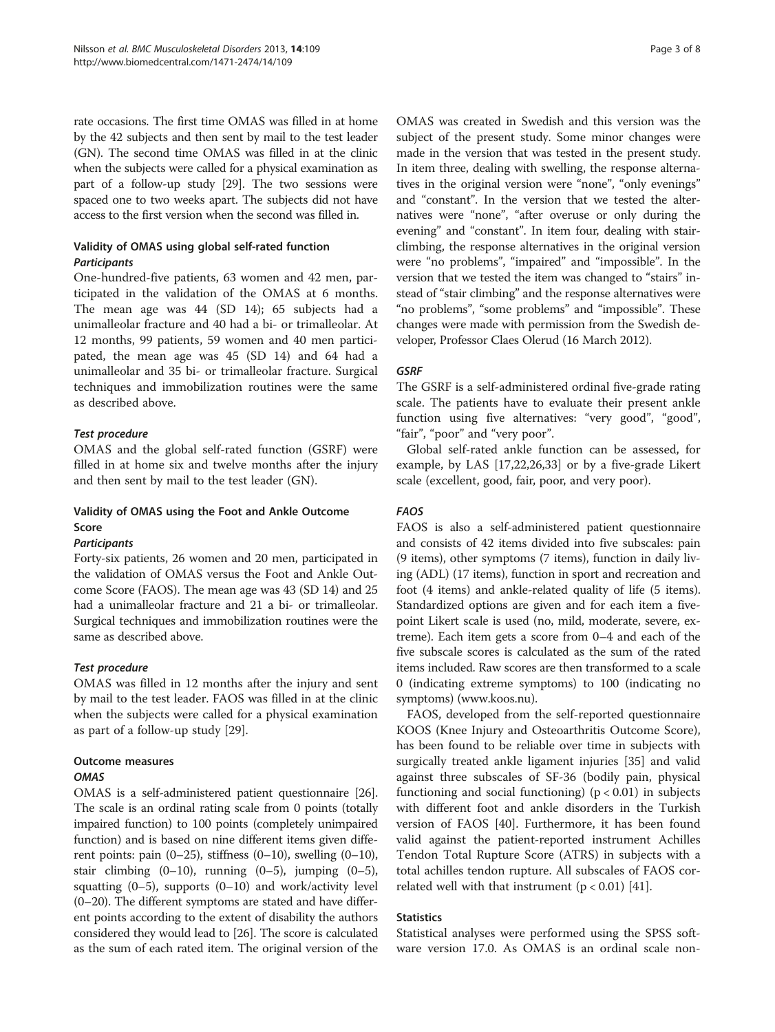rate occasions. The first time OMAS was filled in at home by the 42 subjects and then sent by mail to the test leader (GN). The second time OMAS was filled in at the clinic when the subjects were called for a physical examination as part of a follow-up study [29]. The two sessions were spaced one to two weeks apart. The subjects did not have access to the first version when the second was filled in.

### Validity of OMAS using global self-rated function

#### *Participants*

One-hundred-five patients, 63 women and 42 men, participated in the validation of the OMAS at 6 months. The mean age was 44 (SD 14); 65 subjects had a unimalleolar fracture and 40 had a bi- or trimalleolar. At 12 months, 99 patients, 59 women and 40 men participated, the mean age was 45 (SD 14) and 64 had a unimalleolar and 35 bi- or trimalleolar fracture. Surgical techniques and immobilization routines were the same as described above.

#### *Test procedure*

OMAS and the global self-rated function (GSRF) were filled in at home six and twelve months after the injury and then sent by mail to the test leader (GN).

### Validity of OMAS using the Foot and Ankle Outcome Score

#### *Participants*

Forty-six patients, 26 women and 20 men, participated in the validation of OMAS versus the Foot and Ankle Outcome Score (FAOS). The mean age was 43 (SD 14) and 25 had a unimalleolar fracture and 21 a bi- or trimalleolar. Surgical techniques and immobilization routines were the same as described above.

#### *Test procedure*

OMAS was filled in 12 months after the injury and sent by mail to the test leader. FAOS was filled in at the clinic when the subjects were called for a physical examination as part of a follow-up study [29].

### Outcome measures

#### *OMAS*

OMAS is a self-administered patient questionnaire [26]. The scale is an ordinal rating scale from 0 points (totally impaired function) to 100 points (completely unimpaired function) and is based on nine different items given different points: pain (0–25), stiffness (0–10), swelling (0–10), stair climbing (0–10), running (0–5), jumping (0–5), squatting (0–5), supports (0–10) and work/activity level (0–20). The different symptoms are stated and have different points according to the extent of disability the authors considered they would lead to [26]. The score is calculated as the sum of each rated item. The original version of the OMAS was created in Swedish and this version was the subject of the present study. Some minor changes were made in the version that was tested in the present study. In item three, dealing with swelling, the response alternatives in the original version were "none", "only evenings" and "constant". In the version that we tested the alternatives were "none", "after overuse or only during the evening" and "constant". In item four, dealing with stair-climbing, the response alternatives in the original version were "no problems", "impaired" and "impossible". In the version that we tested the item was changed to "stairs" instead of "stair climbing" and the response alternatives were "no problems", "some problems" and "impossible". These changes were made with permission from the Swedish developer, Professor Claes Olerud (16 March 2012).

#### *GSRF*

The GSRF is a self-administered ordinal five-grade rating scale. The patients have to evaluate their present ankle function using five alternatives: "very good", "good", "fair", "poor" and "very poor".

Global self-rated ankle function can be assessed, for example, by LAS [17,22,26,33] or by a five-grade Likert scale (excellent, good, fair, poor, and very poor).

#### *FAOS*

FAOS is also a self-administered patient questionnaire and consists of 42 items divided into five subscales: pain (9 items), other symptoms (7 items), function in daily living (ADL) (17 items), function in sport and recreation and foot (4 items) and ankle-related quality of life (5 items). Standardized options are given and for each item a five-point Likert scale is used (no, mild, moderate, severe, extreme). Each item gets a score from 0–4 and each of the five subscale scores is calculated as the sum of the rated items included. Raw scores are then transformed to a scale 0 (indicating extreme symptoms) to 100 (indicating no symptoms) (www.koos.nu).

FAOS, developed from the self-reported questionnaire KOOS (Knee Injury and Osteoarthritis Outcome Score), has been found to be reliable over time in subjects with surgically treated ankle ligament injuries [35] and valid against three subscales of SF-36 (bodily pain, physical functioning and social functioning) ($p < 0.01$) in subjects with different foot and ankle disorders in the Turkish version of FAOS [40]. Furthermore, it has been found valid against the patient-reported instrument Achilles Tendon Total Rupture Score (ATRS) in subjects with a total achilles tendon rupture. All subscales of FAOS correlated well with that instrument ($p < 0.01$) [41].

### Statistics

Statistical analyses were performed using the SPSS software version 17.0. As OMAS is an ordinal scale non-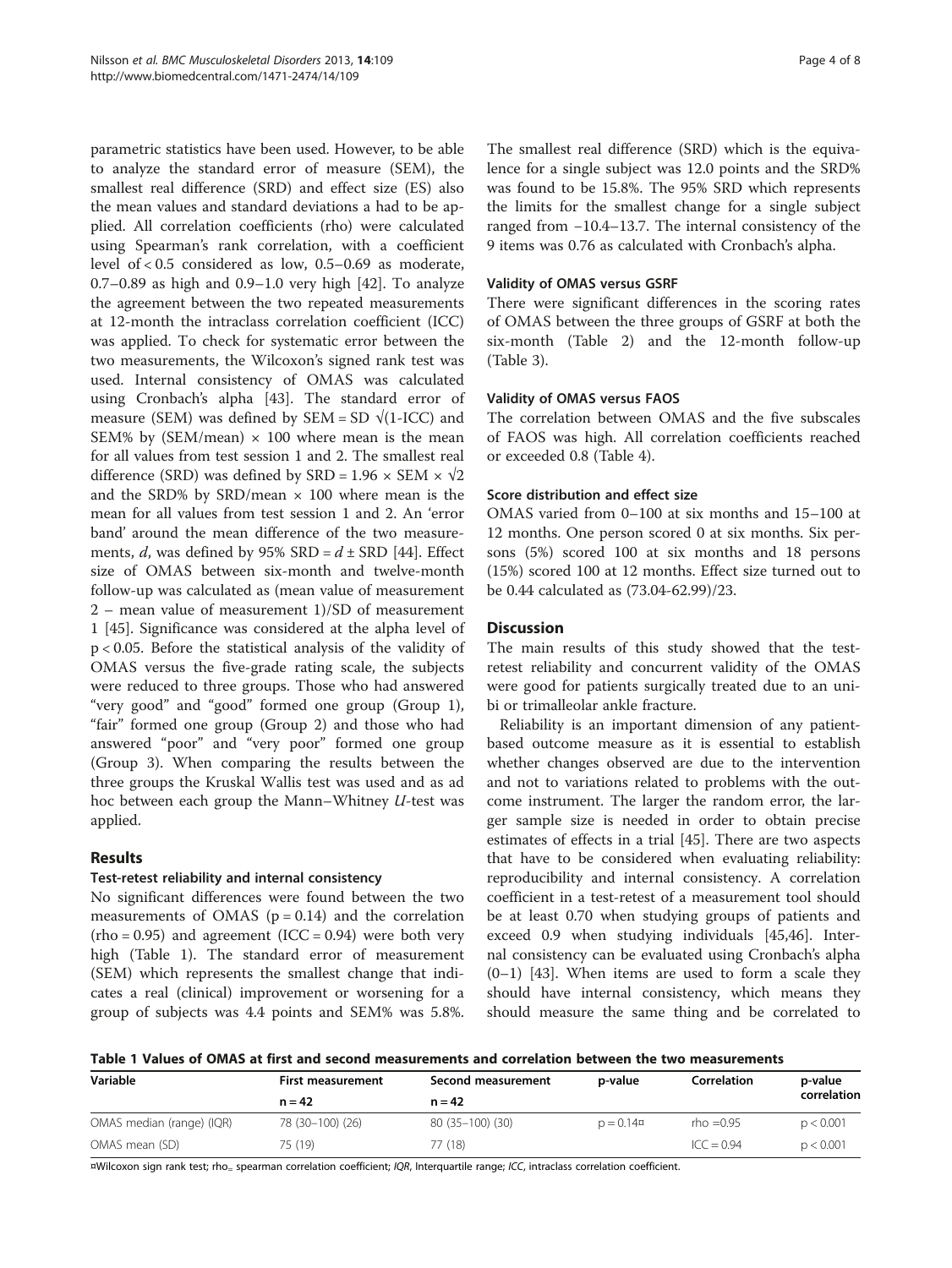parametric statistics have been used. However, to be able to analyze the standard error of measure (SEM), the smallest real difference (SRD) and effect size (ES) also the mean values and standard deviations a had to be applied. All correlation coefficients (rho) were calculated using Spearman's rank correlation, with a coefficient level of < 0.5 considered as low, 0.5–0.69 as moderate, 0.7–0.89 as high and 0.9–1.0 very high [42]. To analyze the agreement between the two repeated measurements at 12-month the intraclass correlation coefficient (ICC) was applied. To check for systematic error between the two measurements, the Wilcoxon's signed rank test was used. Internal consistency of OMAS was calculated using Cronbach's alpha [43]. The standard error of measure (SEM) was defined by $SEM = SD\sqrt{(1\text{-}ICC)}$ and SEM% by $(SEM/mean) \times 100$ where mean is the mean for all values from test session 1 and 2. The smallest real difference (SRD) was defined by $SRD = 1.96 \times SEM \times \sqrt{2}$ and the SRD% by $SRD/mean \times 100$ where mean is the mean for all values from test session 1 and 2. An 'error band' around the mean difference of the two measurements, $d$, was defined by 95% $SRD = d \pm SRD$ [44]. Effect size of OMAS between six-month and twelve-month follow-up was calculated as (mean value of measurement 2 – mean value of measurement 1)/SD of measurement 1 [45]. Significance was considered at the alpha level of $p < 0.05$. Before the statistical analysis of the validity of OMAS versus the five-grade rating scale, the subjects were reduced to three groups. Those who had answered "very good" and "good" formed one group (Group 1), "fair" formed one group (Group 2) and those who had answered "poor" and "very poor" formed one group (Group 3). When comparing the results between the three groups the Kruskal Wallis test was used and as ad hoc between each group the Mann–Whitney *U*-test was applied.

## Results

### Test-retest reliability and internal consistency

No significant differences were found between the two measurements of OMAS ($p = 0.14$) and the correlation (rho = 0.95) and agreement (ICC = 0.94) were both very high (Table 1). The standard error of measurement (SEM) which represents the smallest change that indicates a real (clinical) improvement or worsening for a group of subjects was 4.4 points and SEM% was 5.8%. The smallest real difference (SRD) which is the equivalence for a single subject was 12.0 points and the SRD% was found to be 15.8%. The 95% SRD which represents the limits for the smallest change for a single subject ranged from −10.4–13.7. The internal consistency of the 9 items was 0.76 as calculated with Cronbach's alpha.

### Validity of OMAS versus GSRF

There were significant differences in the scoring rates of OMAS between the three groups of GSRF at both the six-month (Table 2) and the 12-month follow-up (Table 3).

### Validity of OMAS versus FAOS

The correlation between OMAS and the five subscales of FAOS was high. All correlation coefficients reached or exceeded 0.8 (Table 4).

### Score distribution and effect size

OMAS varied from 0–100 at six months and 15–100 at 12 months. One person scored 0 at six months. Six persons (5%) scored 100 at six months and 18 persons (15%) scored 100 at 12 months. Effect size turned out to be 0.44 calculated as (73.04-62.99)/23.

## Discussion

The main results of this study showed that the test-retest reliability and concurrent validity of the OMAS were good for patients surgically treated due to an uni-bi or trimalleolar ankle fracture.

Reliability is an important dimension of any patient-based outcome measure as it is essential to establish whether changes observed are due to the intervention and not to variations related to problems with the outcome instrument. The larger the random error, the larger sample size is needed in order to obtain precise estimates of effects in a trial [45]. There are two aspects that have to be considered when evaluating reliability: reproducibility and internal consistency. A correlation coefficient in a test-retest of a measurement tool should be at least 0.70 when studying groups of patients and exceed 0.9 when studying individuals [45,46]. Internal consistency can be evaluated using Cronbach's alpha (0–1) [43]. When items are used to form a scale they should have internal consistency, which means they should measure the same thing and be correlated to

**Table 1 Values of OMAS at first and second measurements and correlation between the two measurements**

| Variable | First measurement n = 42 | Second measurement n = 42 | p-value | Correlation | p-value correlation |
|---|---|---|---|---|---|
| OMAS median (range) (IQR) | 78 (30–100) (26) | 80 (35–100) (30) | p = 0.14¤ | rho =0.95 | p < 0.001 |
| OMAS mean (SD) | 75 (19) | 77 (18) | | ICC = 0.94 | p < 0.001 |

¤Wilcoxon sign rank test; rho= spearman correlation coefficient; *IQR*, Interquartile range; *ICC*, intraclass correlation coefficient.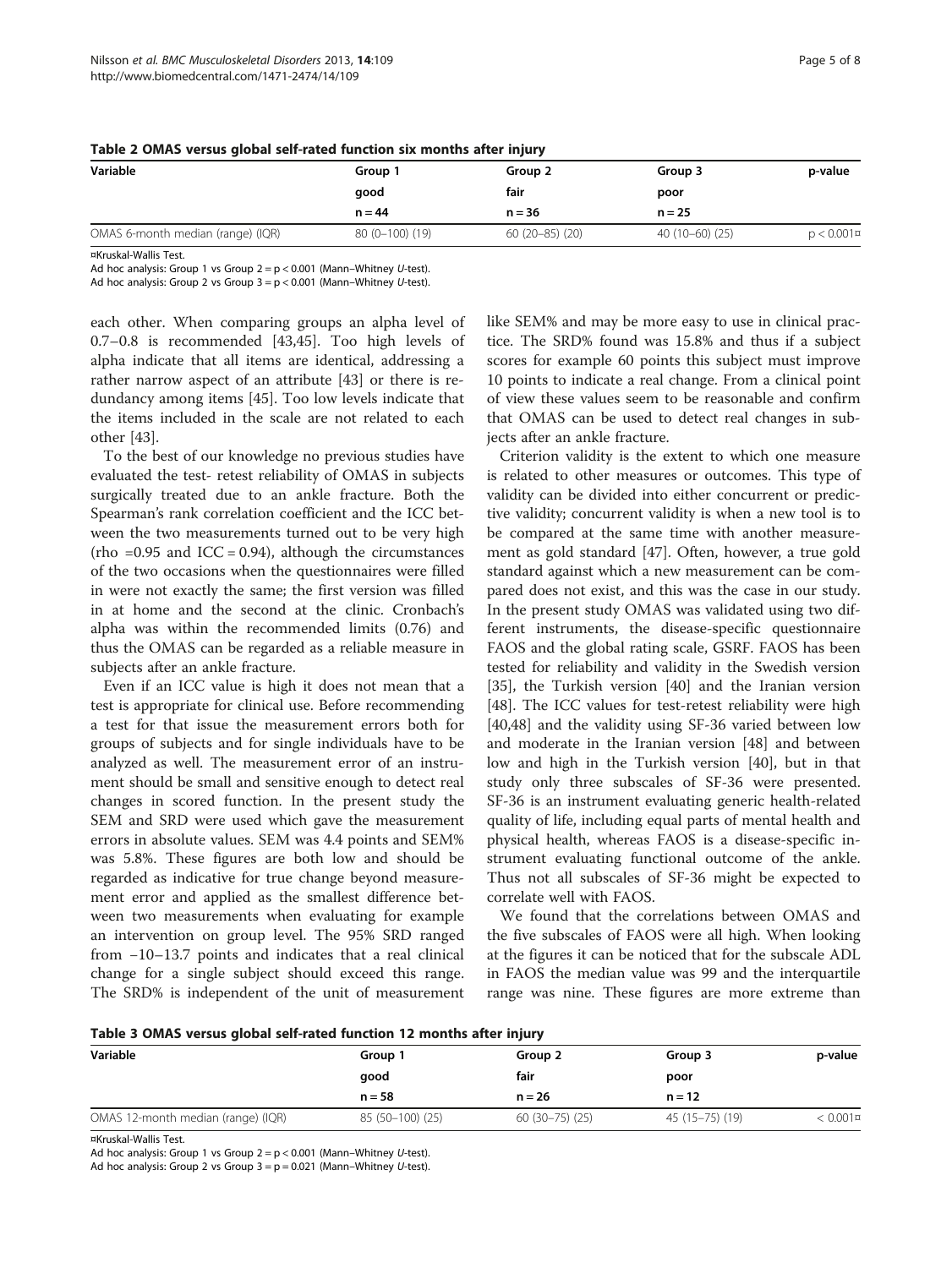**Table 2 OMAS versus global self-rated function six months after injury**

| Variable | Group 1 | Group 2 | Group 3 | p-value |
|---|---|---|---|---|
| | good | fair | poor | |
| | n = 44 | n = 36 | n = 25 | |
| OMAS 6-month median (range) (IQR) | 80 (0–100) (19) | 60 (20–85) (20) | 40 (10–60) (25) | p < 0.001¤ |

¤Kruskal-Wallis Test.

Ad hoc analysis: Group 1 vs Group 2 = p < 0.001 (Mann–Whitney *U*-test).

Ad hoc analysis: Group 2 vs Group 3 = p < 0.001 (Mann–Whitney *U*-test).

each other. When comparing groups an alpha level of 0.7–0.8 is recommended [43,45]. Too high levels of alpha indicate that all items are identical, addressing a rather narrow aspect of an attribute [43] or there is redundancy among items [45]. Too low levels indicate that the items included in the scale are not related to each other [43].

To the best of our knowledge no previous studies have evaluated the test- retest reliability of OMAS in subjects surgically treated due to an ankle fracture. Both the Spearman's rank correlation coefficient and the ICC between the two measurements turned out to be very high (rho =0.95 and ICC = 0.94), although the circumstances of the two occasions when the questionnaires were filled in were not exactly the same; the first version was filled in at home and the second at the clinic. Cronbach's alpha was within the recommended limits (0.76) and thus the OMAS can be regarded as a reliable measure in subjects after an ankle fracture.

Even if an ICC value is high it does not mean that a test is appropriate for clinical use. Before recommending a test for that issue the measurement errors both for groups of subjects and for single individuals have to be analyzed as well. The measurement error of an instrument should be small and sensitive enough to detect real changes in scored function. In the present study the SEM and SRD were used which gave the measurement errors in absolute values. SEM was 4.4 points and SEM% was 5.8%. These figures are both low and should be regarded as indicative for true change beyond measurement error and applied as the smallest difference between two measurements when evaluating for example an intervention on group level. The 95% SRD ranged from −10–13.7 points and indicates that a real clinical change for a single subject should exceed this range. The SRD% is independent of the unit of measurement like SEM% and may be more easy to use in clinical practice. The SRD% found was 15.8% and thus if a subject scores for example 60 points this subject must improve 10 points to indicate a real change. From a clinical point of view these values seem to be reasonable and confirm that OMAS can be used to detect real changes in subjects after an ankle fracture.

Criterion validity is the extent to which one measure is related to other measures or outcomes. This type of validity can be divided into either concurrent or predictive validity; concurrent validity is when a new tool is to be compared at the same time with another measurement as gold standard [47]. Often, however, a true gold standard against which a new measurement can be compared does not exist, and this was the case in our study. In the present study OMAS was validated using two different instruments, the disease-specific questionnaire FAOS and the global rating scale, GSRF. FAOS has been tested for reliability and validity in the Swedish version [35], the Turkish version [40] and the Iranian version [48]. The ICC values for test-retest reliability were high [40,48] and the validity using SF-36 varied between low and moderate in the Iranian version [48] and between low and high in the Turkish version [40], but in that study only three subscales of SF-36 were presented. SF-36 is an instrument evaluating generic health-related quality of life, including equal parts of mental health and physical health, whereas FAOS is a disease-specific instrument evaluating functional outcome of the ankle. Thus not all subscales of SF-36 might be expected to correlate well with FAOS.

We found that the correlations between OMAS and the five subscales of FAOS were all high. When looking at the figures it can be noticed that for the subscale ADL in FAOS the median value was 99 and the interquartile range was nine. These figures are more extreme than

**Table 3 OMAS versus global self-rated function 12 months after injury**

| Variable | Group 1 | Group 2 | Group 3 | p-value |
|---|---|---|---|---|
| | good | fair | poor | |
| | n = 58 | n = 26 | n = 12 | |
| OMAS 12-month median (range) (IQR) | 85 (50–100) (25) | 60 (30–75) (25) | 45 (15–75) (19) | < 0.001¤ |

¤Kruskal-Wallis Test.

Ad hoc analysis: Group 1 vs Group 2 = p < 0.001 (Mann–Whitney *U*-test).

Ad hoc analysis: Group 2 vs Group 3 = p = 0.021 (Mann–Whitney *U*-test).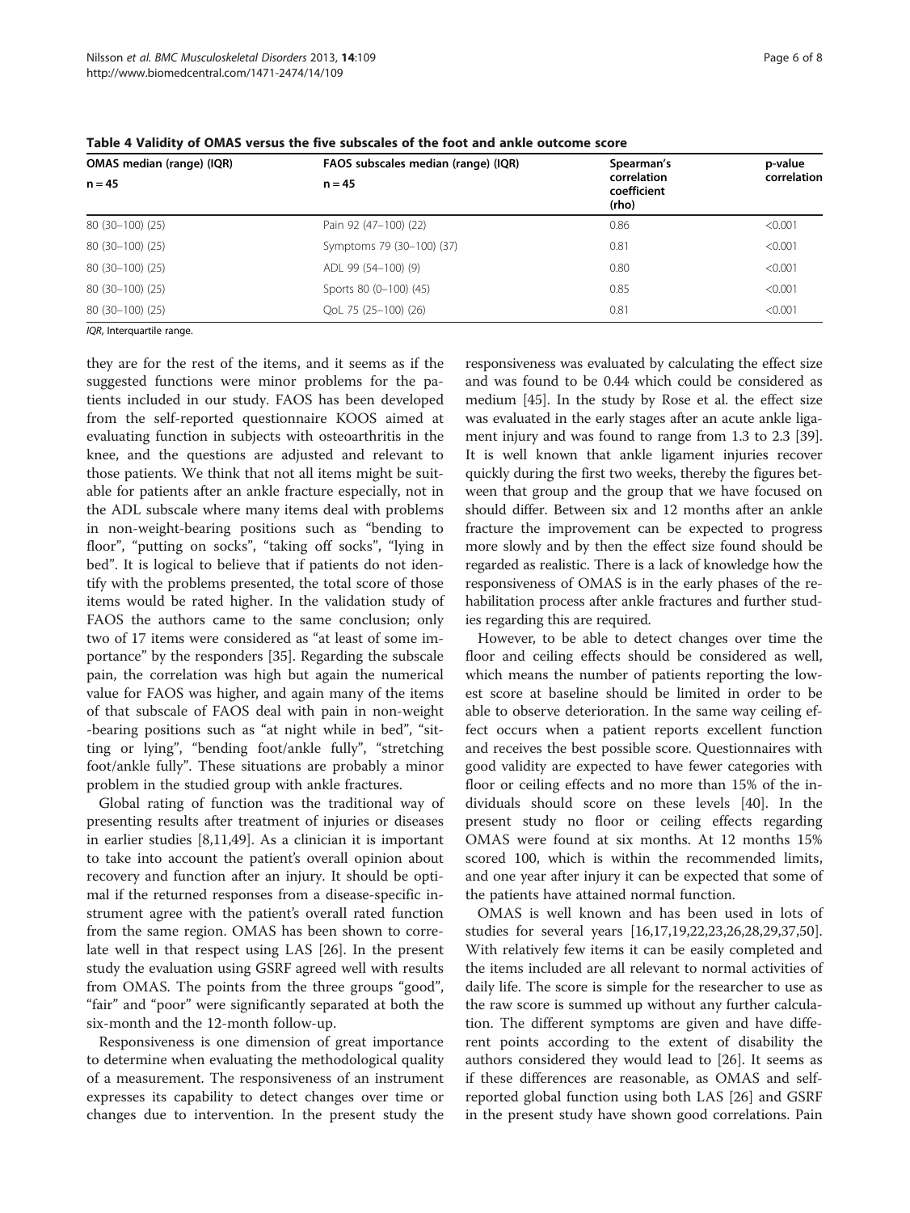**Table 4 Validity of OMAS versus the five subscales of the foot and ankle outcome score**

| OMAS median (range) (IQR) n = 45 | FAOS subscales median (range) (IQR) n = 45 | Spearman's correlation coefficient (rho) | p-value correlation |
|---|---|---|---|
| 80 (30–100) (25) | Pain 92 (47–100) (22) | 0.86 | <0.001 |
| 80 (30–100) (25) | Symptoms 79 (30–100) (37) | 0.81 | <0.001 |
| 80 (30–100) (25) | ADL 99 (54–100) (9) | 0.80 | <0.001 |
| 80 (30–100) (25) | Sports 80 (0–100) (45) | 0.85 | <0.001 |
| 80 (30–100) (25) | QoL 75 (25–100) (26) | 0.81 | <0.001 |

*IQR*, Interquartile range.

they are for the rest of the items, and it seems as if the suggested functions were minor problems for the patients included in our study. FAOS has been developed from the self-reported questionnaire KOOS aimed at evaluating function in subjects with osteoarthritis in the knee, and the questions are adjusted and relevant to those patients. We think that not all items might be suitable for patients after an ankle fracture especially, not in the ADL subscale where many items deal with problems in non-weight-bearing positions such as "bending to floor", "putting on socks", "taking off socks", "lying in bed". It is logical to believe that if patients do not identify with the problems presented, the total score of those items would be rated higher. In the validation study of FAOS the authors came to the same conclusion; only two of 17 items were considered as "at least of some importance" by the responders [35]. Regarding the subscale pain, the correlation was high but again the numerical value for FAOS was higher, and again many of the items of that subscale of FAOS deal with pain in non-weight -bearing positions such as "at night while in bed", "sitting or lying", "bending foot/ankle fully", "stretching foot/ankle fully". These situations are probably a minor problem in the studied group with ankle fractures.

Global rating of function was the traditional way of presenting results after treatment of injuries or diseases in earlier studies [8,11,49]. As a clinician it is important to take into account the patient's overall opinion about recovery and function after an injury. It should be optimal if the returned responses from a disease-specific instrument agree with the patient's overall rated function from the same region. OMAS has been shown to correlate well in that respect using LAS [26]. In the present study the evaluation using GSRF agreed well with results from OMAS. The points from the three groups "good", "fair" and "poor" were significantly separated at both the six-month and the 12-month follow-up.

Responsiveness is one dimension of great importance to determine when evaluating the methodological quality of a measurement. The responsiveness of an instrument expresses its capability to detect changes over time or changes due to intervention. In the present study the responsiveness was evaluated by calculating the effect size and was found to be 0.44 which could be considered as medium [45]. In the study by Rose et al. the effect size was evaluated in the early stages after an acute ankle ligament injury and was found to range from 1.3 to 2.3 [39]. It is well known that ankle ligament injuries recover quickly during the first two weeks, thereby the figures between that group and the group that we have focused on should differ. Between six and 12 months after an ankle fracture the improvement can be expected to progress more slowly and by then the effect size found should be regarded as realistic. There is a lack of knowledge how the responsiveness of OMAS is in the early phases of the rehabilitation process after ankle fractures and further studies regarding this are required.

However, to be able to detect changes over time the floor and ceiling effects should be considered as well, which means the number of patients reporting the lowest score at baseline should be limited in order to be able to observe deterioration. In the same way ceiling effect occurs when a patient reports excellent function and receives the best possible score. Questionnaires with good validity are expected to have fewer categories with floor or ceiling effects and no more than 15% of the individuals should score on these levels [40]. In the present study no floor or ceiling effects regarding OMAS were found at six months. At 12 months 15% scored 100, which is within the recommended limits, and one year after injury it can be expected that some of the patients have attained normal function.

OMAS is well known and has been used in lots of studies for several years [16,17,19,22,23,26,28,29,37,50]. With relatively few items it can be easily completed and the items included are all relevant to normal activities of daily life. The score is simple for the researcher to use as the raw score is summed up without any further calculation. The different symptoms are given and have different points according to the extent of disability the authors considered they would lead to [26]. It seems as if these differences are reasonable, as OMAS and self-reported global function using both LAS [26] and GSRF in the present study have shown good correlations. Pain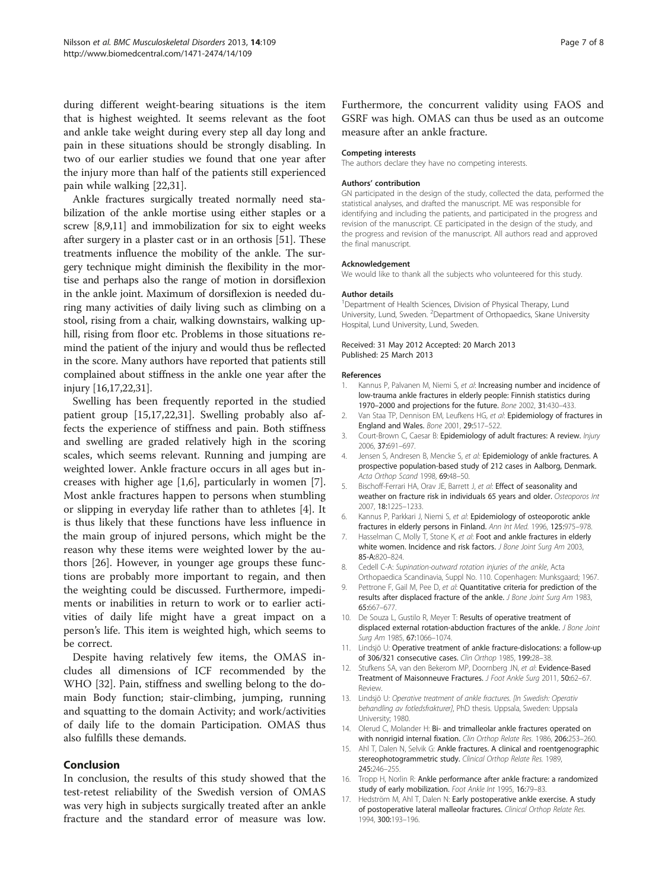during different weight-bearing situations is the item that is highest weighted. It seems relevant as the foot and ankle take weight during every step all day long and pain in these situations should be strongly disabling. In two of our earlier studies we found that one year after the injury more than half of the patients still experienced pain while walking [22,31].

Ankle fractures surgically treated normally need stabilization of the ankle mortise using either staples or a screw [8,9,11] and immobilization for six to eight weeks after surgery in a plaster cast or in an orthosis [51]. These treatments influence the mobility of the ankle. The surgery technique might diminish the flexibility in the mortise and perhaps also the range of motion in dorsiflexion in the ankle joint. Maximum of dorsiflexion is needed during many activities of daily living such as climbing on a stool, rising from a chair, walking downstairs, walking uphill, rising from floor etc. Problems in those situations remind the patient of the injury and would thus be reflected in the score. Many authors have reported that patients still complained about stiffness in the ankle one year after the injury [16,17,22,31].

Swelling has been frequently reported in the studied patient group [15,17,22,31]. Swelling probably also affects the experience of stiffness and pain. Both stiffness and swelling are graded relatively high in the scoring scales, which seems relevant. Running and jumping are weighted lower. Ankle fracture occurs in all ages but increases with higher age [1,6], particularly in women [7]. Most ankle fractures happen to persons when stumbling or slipping in everyday life rather than to athletes [4]. It is thus likely that these functions have less influence in the main group of injured persons, which might be the reason why these items were weighted lower by the authors [26]. However, in younger age groups these functions are probably more important to regain, and then the weighting could be discussed. Furthermore, impediments or inabilities in return to work or to earlier activities of daily life might have a great impact on a person's life. This item is weighted high, which seems to be correct.

Despite having relatively few items, the OMAS includes all dimensions of ICF recommended by the WHO [32]. Pain, stiffness and swelling belong to the domain Body function; stair-climbing, jumping, running and squatting to the domain Activity; and work/activities of daily life to the domain Participation. OMAS thus also fulfills these demands.

## Conclusion

In conclusion, the results of this study showed that the test-retest reliability of the Swedish version of OMAS was very high in subjects surgically treated after an ankle fracture and the standard error of measure was low. Furthermore, the concurrent validity using FAOS and GSRF was high. OMAS can thus be used as an outcome measure after an ankle fracture.

#### Competing interests

The authors declare they have no competing interests.

#### Authors' contribution

GN participated in the design of the study, collected the data, performed the statistical analyses, and drafted the manuscript. ME was responsible for identifying and including the patients, and participated in the progress and revision of the manuscript. CE participated in the design of the study, and the progress and revision of the manuscript. All authors read and approved the final manuscript.

#### Acknowledgement

We would like to thank all the subjects who volunteered for this study.

#### Author details

[1]Department of Health Sciences, Division of Physical Therapy, Lund University, Lund, Sweden. [2]Department of Orthopaedics, Skane University Hospital, Lund University, Lund, Sweden.

Received: 31 May 2012 Accepted: 20 March 2013
Published: 25 March 2013

#### References

1. Kannus P, Palvanen M, Niemi S, *et al*: **Increasing number and incidence of low-trauma ankle fractures in elderly people: Finnish statistics during 1970–2000 and projections for the future.** *Bone* 2002, **31**:430–433.
2. Van Staa TP, Dennison EM, Leufkens HG, *et al*: **Epidemiology of fractures in England and Wales.** *Bone* 2001, **29**:517–522.
3. Court-Brown C, Caesar B: **Epidemiology of adult fractures: A review.** *Injury* 2006, **37**:691–697.
4. Jensen S, Andresen B, Mencke S, *et al*: **Epidemiology of ankle fractures. A prospective population-based study of 212 cases in Aalborg, Denmark.** *Acta Orthop Scand* 1998, **69**:48–50.
5. Bischoff-Ferrari HA, Orav JE, Barrett J, *et al*: **Effect of seasonality and weather on fracture risk in individuals 65 years and older.** *Osteoporos Int* 2007, **18**:1225–1233.
6. Kannus P, Parkkari J, Niemi S, *et al*: **Epidemiology of osteoporotic ankle fractures in elderly persons in Finland.** *Ann Int Med.* 1996, **125**:975–978.
7. Hasselman C, Molly T, Stone K, *et al*: **Foot and ankle fractures in elderly white women. Incidence and risk factors.** *J Bone Joint Surg Am* 2003, **85-A**:820–824.
8. Cedell C-A: *Supination-outward rotation injuries of the ankle*, Acta Orthopaedica Scandinavia, Suppl No. 110. Copenhagen: Munksgaard; 1967.
9. Pettrone F, Gail M, Pee D, *et al*: **Quantitative criteria for prediction of the results after displaced fracture of the ankle.** *J Bone Joint Surg Am* 1983, **65**:667–677.
10. De Souza L, Gustilo R, Meyer T: **Results of operative treatment of displaced external rotation-abduction fractures of the ankle.** *J Bone Joint Surg Am* 1985, **67**:1066–1074.
11. Lindsjö U: **Operative treatment of ankle fracture-dislocations: a follow-up of 306/321 consecutive cases.** *Clin Orthop* 1985, **199**:28–38.
12. Stufkens SA, van den Bekerom MP, Doornberg JN, *et al*: **Evidence-Based Treatment of Maisonneuve Fractures.** *J Foot Ankle Surg* 2011, **50**:62–67. Review.
13. Lindsjö U: *Operative treatment of ankle fractures. [In Swedish: Operativ behandling av fotledsfrakturer]*, PhD thesis. Uppsala, Sweden: Uppsala University; 1980.
14. Olerud C, Molander H: **Bi- and trimalleolar ankle fractures operated on with nonrigid internal fixation.** *Clin Orthop Relate Res.* 1986, **206**:253–260.
15. Ahl T, Dalen N, Selvik G: **Ankle fractures. A clinical and roentgenographic stereophotogrammetric study.** *Clinical Orthop Relate Res.* 1989, **245**:246–255.
16. Tropp H, Norlin R: **Ankle performance after ankle fracture: a randomized study of early mobilization.** *Foot Ankle Int* 1995, **16**:79–83.
17. Hedström M, Ahl T, Dalen N: **Early postoperative ankle exercise. A study of postoperative lateral malleolar fractures.** *Clinical Orthop Relate Res.* 1994, **300**:193–196.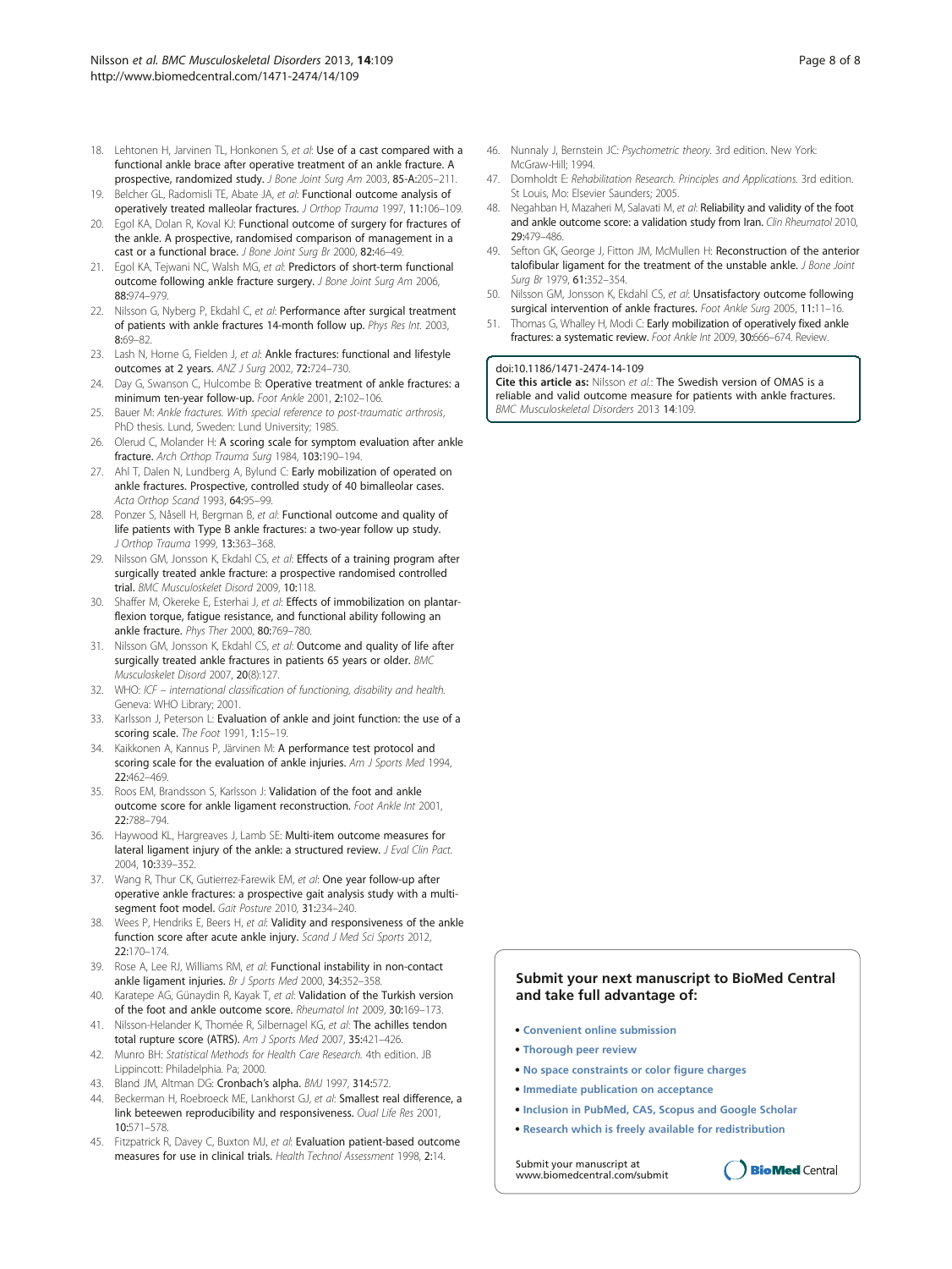18. Lehtonen H, Jarvinen TL, Honkonen S, *et al*: **Use of a cast compared with a functional ankle brace after operative treatment of an ankle fracture. A prospective, randomized study.** *J Bone Joint Surg Am* 2003, **85-A:**205–211.
19. Belcher GL, Radomisli TE, Abate JA, *et al*: **Functional outcome analysis of operatively treated malleolar fractures.** *J Orthop Trauma* 1997, **11:**106–109.
20. Egol KA, Dolan R, Koval KJ: **Functional outcome of surgery for fractures of the ankle. A prospective, randomised comparison of management in a cast or a functional brace.** *J Bone Joint Surg Br* 2000, **82:**46–49.
21. Egol KA, Tejwani NC, Walsh MG, *et al*: **Predictors of short-term functional outcome following ankle fracture surgery.** *J Bone Joint Surg Am* 2006, **88:**974–979.
22. Nilsson G, Nyberg P, Ekdahl C, *et al*: **Performance after surgical treatment of patients with ankle fractures 14-month follow up.** *Phys Res Int.* 2003, **8:**69–82.
23. Lash N, Horne G, Fielden J, *et al*: **Ankle fractures: functional and lifestyle outcomes at 2 years.** *ANZ J Surg* 2002, **72:**724–730.
24. Day G, Swanson C, Hulcombe B: **Operative treatment of ankle fractures: a minimum ten-year follow-up.** *Foot Ankle* 2001, **2:**102–106.
25. Bauer M: *Ankle fractures. With special reference to post-traumatic arthrosis*, PhD thesis. Lund, Sweden: Lund University; 1985.
26. Olerud C, Molander H: **A scoring scale for symptom evaluation after ankle fracture.** *Arch Orthop Trauma Surg* 1984, **103:**190–194.
27. Ahl T, Dalen N, Lundberg A, Bylund C: **Early mobilization of operated on ankle fractures. Prospective, controlled study of 40 bimalleolar cases.** *Acta Orthop Scand* 1993, **64:**95–99.
28. Ponzer S, Nåsell H, Bergman B, *et al*: **Functional outcome and quality of life patients with Type B ankle fractures: a two-year follow up study.** *J Orthop Trauma* 1999, **13:**363–368.
29. Nilsson GM, Jonsson K, Ekdahl CS, *et al*: **Effects of a training program after surgically treated ankle fracture: a prospective randomised controlled trial.** *BMC Musculoskelet Disord* 2009, **10:**118.
30. Shaffer M, Okereke E, Esterhai J, *et al*: **Effects of immobilization on plantar-flexion torque, fatigue resistance, and functional ability following an ankle fracture.** *Phys Ther* 2000, **80:**769–780.
31. Nilsson GM, Jonsson K, Ekdahl CS, *et al*: **Outcome and quality of life after surgically treated ankle fractures in patients 65 years or older.** *BMC Musculoskelet Disord* 2007, **20**(8):127.
32. WHO: *ICF – international classification of functioning, disability and health.* Geneva: WHO Library; 2001.
33. Karlsson J, Peterson L: **Evaluation of ankle and joint function: the use of a scoring scale.** *The Foot* 1991, **1:**15–19.
34. Kaikkonen A, Kannus P, Järvinen M: **A performance test protocol and scoring scale for the evaluation of ankle injuries.** *Am J Sports Med* 1994, **22:**462–469.
35. Roos EM, Brandsson S, Karlsson J: **Validation of the foot and ankle outcome score for ankle ligament reconstruction.** *Foot Ankle Int* 2001, **22:**788–794.
36. Haywood KL, Hargreaves J, Lamb SE: **Multi-item outcome measures for lateral ligament injury of the ankle: a structured review.** *J Eval Clin Pact.* 2004, **10:**339–352.
37. Wang R, Thur CK, Gutierrez-Farewik EM, *et al*: **One year follow-up after operative ankle fractures: a prospective gait analysis study with a multi-segment foot model.** *Gait Posture* 2010, **31:**234–240.
38. Wees P, Hendriks E, Beers H, *et al*: **Validity and responsiveness of the ankle function score after acute ankle injury.** *Scand J Med Sci Sports* 2012, **22:**170–174.
39. Rose A, Lee RJ, Williams RM, *et al*: **Functional instability in non-contact ankle ligament injuries.** *Br J Sports Med* 2000, **34:**352–358.
40. Karatepe AG, Günaydin R, Kayak T, *et al*: **Validation of the Turkish version of the foot and ankle outcome score.** *Rheumatol Int* 2009, **30:**169–173.
41. Nilsson-Helander K, Thomée R, Silbernagel KG, *et al*: **The achilles tendon total rupture score (ATRS).** *Am J Sports Med* 2007, **35:**421–426.
42. Munro BH: *Statistical Methods for Health Care Research.* 4th edition. JB Lippincott: Philadelphia. Pa; 2000.
43. Bland JM, Altman DG: **Cronbach's alpha.** *BMJ* 1997, **314:**572.
44. Beckerman H, Roebroeck ME, Lankhorst GJ, *et al*: **Smallest real difference, a link beteewen reproducibility and responsiveness.** *Qual Life Res* 2001, **10:**571–578.
45. Fitzpatrick R, Davey C, Buxton MJ, *et al*: **Evaluation patient-based outcome measures for use in clinical trials.** *Health Technol Assessment* 1998, **2:**14.
46. Nunnaly J, Bernstein JC: *Psychometric theory.* 3rd edition. New York: McGraw-Hill; 1994.
47. Domholdt E: *Rehabilitation Research. Principles and Applications.* 3rd edition. St Louis, Mo: Elsevier Saunders; 2005.
48. Negahban H, Mazaheri M, Salavati M, *et al*: **Reliability and validity of the foot and ankle outcome score: a validation study from Iran.** *Clin Rheumatol* 2010, **29:**479–486.
49. Sefton GK, George J, Fitton JM, McMullen H: **Reconstruction of the anterior talofibular ligament for the treatment of the unstable ankle.** *J Bone Joint Surg Br* 1979, **61:**352–354.
50. Nilsson GM, Jonsson K, Ekdahl CS, *et al*: **Unsatisfactory outcome following surgical intervention of ankle fractures.** *Foot Ankle Surg* 2005, **11:**11–16.
51. Thomas G, Whalley H, Modi C: **Early mobilization of operatively fixed ankle fractures: a systematic review.** *Foot Ankle Int* 2009, **30:**666–674. Review.

doi:10.1186/1471-2474-14-109

**Cite this article as:** Nilsson *et al.*: The Swedish version of OMAS is a reliable and valid outcome measure for patients with ankle fractures. *BMC Musculoskeletal Disorders* 2013 **14**:109.

**Submit your next manuscript to BioMed Central and take full advantage of:**

- **Convenient online submission**
- **Thorough peer review**
- **No space constraints or color figure charges**
- **Immediate publication on acceptance**
- **Inclusion in PubMed, CAS, Scopus and Google Scholar**
- **Research which is freely available for redistribution**

Submit your manuscript at www.biomedcentral.com/submit

BioMed Central